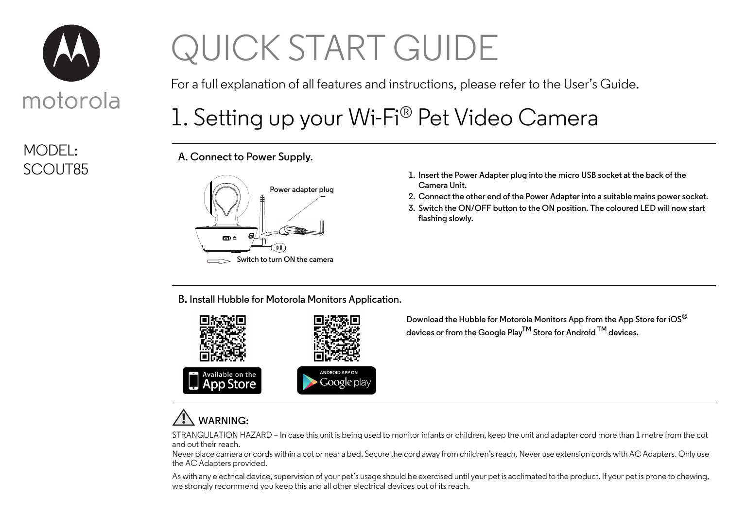motorola

MODEL:
SCOUT85

# QUICK START GUIDE

For a full explanation of all features and instructions, please refer to the User's Guide.

## 1. Setting up your Wi-Fi® Pet Video Camera

### A. Connect to Power Supply.

Power adapter plug

Switch to turn ON the camera

1. Insert the Power Adapter plug into the micro USB socket at the back of the Camera Unit.
2. Connect the other end of the Power Adapter into a suitable mains power socket.
3. Switch the ON/OFF button to the ON position. The coloured LED will now start flashing slowly.

### B. Install Hubble for Motorola Monitors Application.

Available on the App Store

ANDROID APP ON Google play

Download the Hubble for Motorola Monitors App from the App Store for iOS® devices or from the Google Play™ Store for Android ™ devices.

### WARNING:

STRANGULATION HAZARD – In case this unit is being used to monitor infants or children, keep the unit and adapter cord more than 1 metre from the cot and out their reach.
Never place camera or cords within a cot or near a bed. Secure the cord away from children's reach. Never use extension cords with AC Adapters. Only use the AC Adapters provided.

As with any electrical device, supervision of your pet's usage should be exercised until your pet is acclimated to the product. If your pet is prone to chewing, we strongly recommend you keep this and all other electrical devices out of its reach.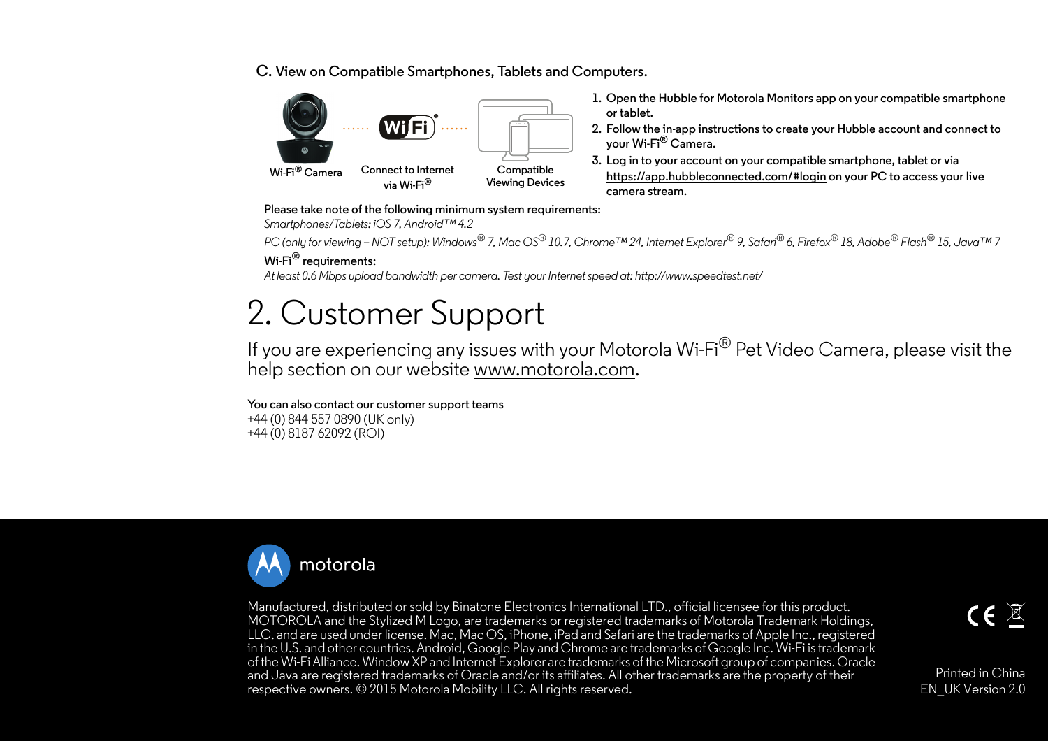### C. View on Compatible Smartphones, Tablets and Computers.

Wi-Fi® Camera

Connect to Internet via Wi-Fi®

Compatible Viewing Devices

1. Open the Hubble for Motorola Monitors app on your compatible smartphone or tablet.
2. Follow the in-app instructions to create your Hubble account and connect to your Wi-Fi® Camera.
3. Log in to your account on your compatible smartphone, tablet or via https://app.hubbleconnected.com/#login on your PC to access your live camera stream.

Please take note of the following minimum system requirements:

*Smartphones/Tablets: iOS 7, Android™ 4.2*

*PC (only for viewing – NOT setup): Windows® 7, Mac OS® 10.7, Chrome™ 24, Internet Explorer® 9, Safari® 6, Firefox® 18, Adobe® Flash® 15, Java™ 7*

Wi-Fi® requirements:

*At least 0.6 Mbps upload bandwidth per camera. Test your Internet speed at: http://www.speedtest.net/*

# 2. Customer Support

If you are experiencing any issues with your Motorola Wi-Fi® Pet Video Camera, please visit the help section on our website www.motorola.com.

You can also contact our customer support teams

+44 (0) 844 557 0890 (UK only)

+44 (0) 8187 62092 (ROI)

motorola

Manufactured, distributed or sold by Binatone Electronics International LTD., official licensee for this product. MOTOROLA and the Stylized M Logo, are trademarks or registered trademarks of Motorola Trademark Holdings, LLC. and are used under license. Mac, Mac OS, iPhone, iPad and Safari are the trademarks of Apple Inc., registered in the U.S. and other countries. Android, Google Play and Chrome are trademarks of Google Inc. Wi-Fi is trademark of the Wi-Fi Alliance. Window XP and Internet Explorer are trademarks of the Microsoft group of companies. Oracle and Java are registered trademarks of Oracle and/or its affiliates. All other trademarks are the property of their respective owners. © 2015 Motorola Mobility LLC. All rights reserved.

Printed in China

EN_UK Version 2.0